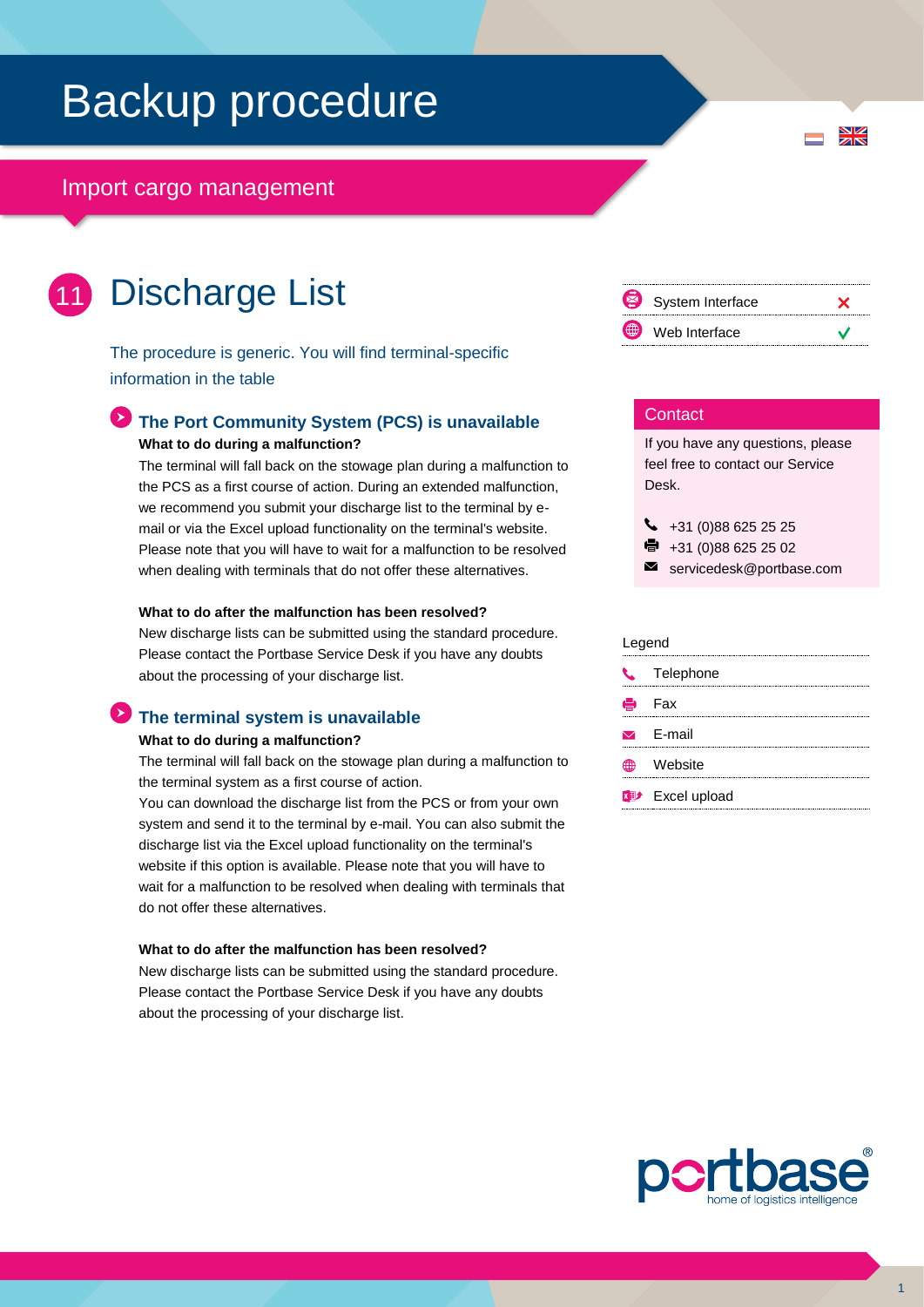# Backup procedure

## Import cargo management

# 11 Discharge List

The procedure is generic. You will find terminal-specific information in the table

### The Port Community System (PCS) is unavailable

**What to do during a malfunction?**

The terminal will fall back on the stowage plan during a malfunction to the PCS as a first course of action. During an extended malfunction, we recommend you submit your discharge list to the terminal by e-mail or via the Excel upload functionality on the terminal's website. Please note that you will have to wait for a malfunction to be resolved when dealing with terminals that do not offer these alternatives.

**What to do after the malfunction has been resolved?**

New discharge lists can be submitted using the standard procedure. Please contact the Portbase Service Desk if you have any doubts about the processing of your discharge list.

### The terminal system is unavailable

**What to do during a malfunction?**

The terminal will fall back on the stowage plan during a malfunction to the terminal system as a first course of action.

You can download the discharge list from the PCS or from your own system and send it to the terminal by e-mail. You can also submit the discharge list via the Excel upload functionality on the terminal's website if this option is available. Please note that you will have to wait for a malfunction to be resolved when dealing with terminals that do not offer these alternatives.

**What to do after the malfunction has been resolved?**

New discharge lists can be submitted using the standard procedure. Please contact the Portbase Service Desk if you have any doubts about the processing of your discharge list.

| | |
|---|---|
| System Interface | ✗ |
| Web Interface | ✓ |

### Contact

If you have any questions, please feel free to contact our Service Desk.

- Telephone: +31 (0)88 625 25 25
- Fax: +31 (0)88 625 25 02
- E-mail: servicedesk@portbase.com

**Legend**

- Telephone
- Fax
- E-mail
- Website
- Excel upload

portbase® home of logistics intelligence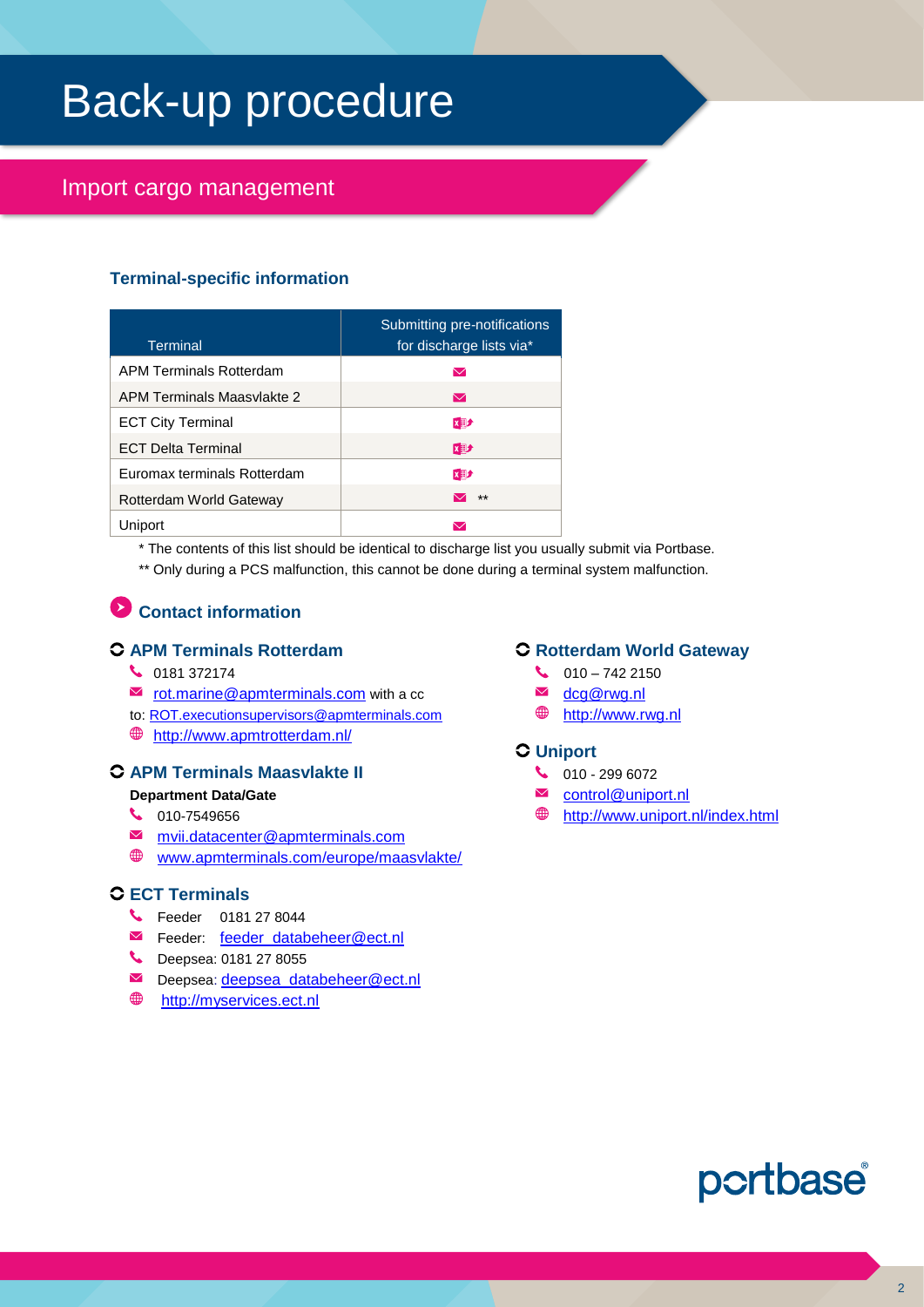# Back-up procedure

## Import cargo management

### Terminal-specific information

| Terminal | Submitting pre-notifications for discharge lists via* |
|---|---|
| APM Terminals Rotterdam | ✉ |
| APM Terminals Maasvlakte 2 | ✉ |
| ECT City Terminal | Excel |
| ECT Delta Terminal | Excel |
| Euromax terminals Rotterdam | Excel |
| Rotterdam World Gateway | ✉ ** |
| Uniport | ✉ |

* The contents of this list should be identical to discharge list you usually submit via Portbase.

** Only during a PCS malfunction, this cannot be done during a terminal system malfunction.

### Contact information

#### APM Terminals Rotterdam

- 0181 372174
- rot.marine@apmterminals.com with a cc to: ROT.executionsupervisors@apmterminals.com
- http://www.apmtrotterdam.nl/

#### APM Terminals Maasvlakte II

**Department Data/Gate**

- 010-7549656
- mvii.datacenter@apmterminals.com
- www.apmterminals.com/europe/maasvlakte/

#### ECT Terminals

- Feeder 0181 27 8044
- Feeder: feeder_databeheer@ect.nl
- Deepsea: 0181 27 8055
- Deepsea: deepsea_databeheer@ect.nl
- http://myservices.ect.nl

#### Rotterdam World Gateway

- 010 – 742 2150
- dcg@rwg.nl
- http://www.rwg.nl

#### Uniport

- 010 - 299 6072
- control@uniport.nl
- http://www.uniport.nl/index.html